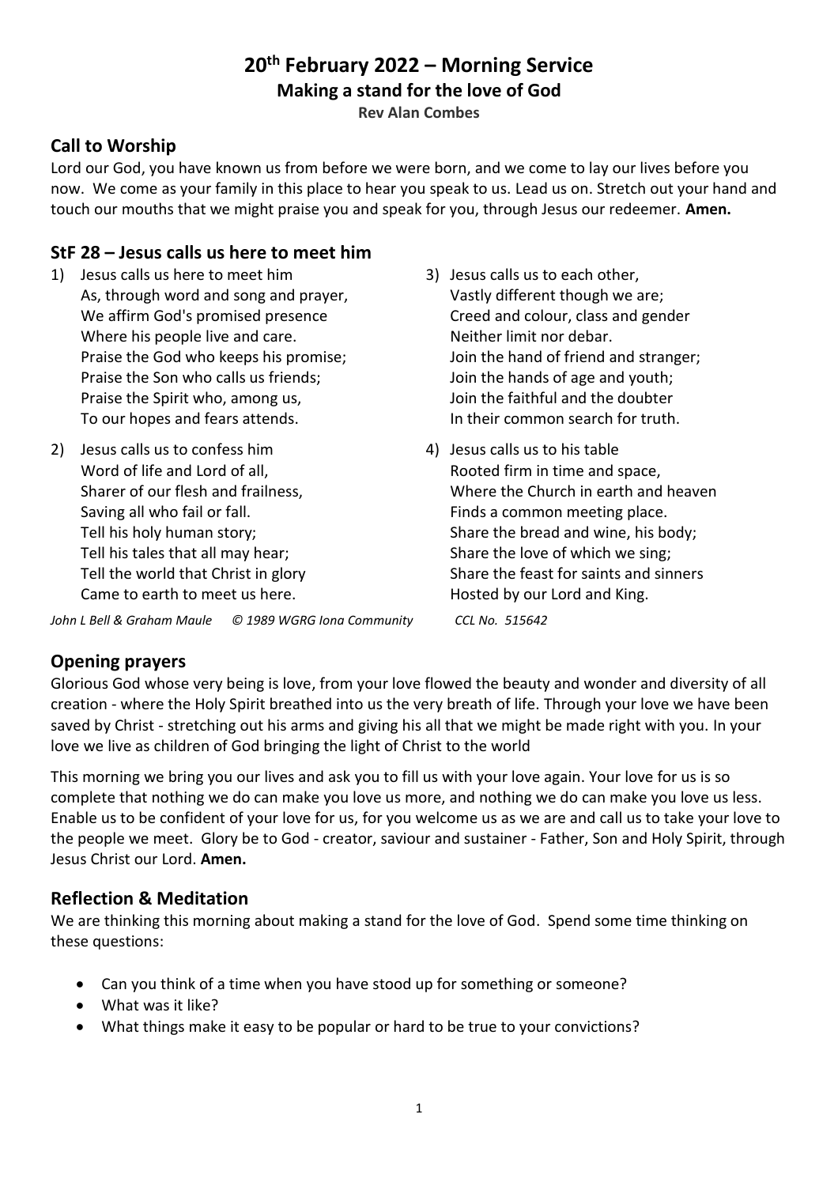# 20th February 2022 – Morning Service

**Making a stand for the love of God**

**Rev Alan Combes**

## Call to Worship

Lord our God, you have known us from before we were born, and we come to lay our lives before you now. We come as your family in this place to hear you speak to us. Lead us on. Stretch out your hand and touch our mouths that we might praise you and speak for you, through Jesus our redeemer. **Amen.**

## StF 28 – Jesus calls us here to meet him

1) Jesus calls us here to meet him
   As, through word and song and prayer,
   We affirm God's promised presence
   Where his people live and care.
   Praise the God who keeps his promise;
   Praise the Son who calls us friends;
   Praise the Spirit who, among us,
   To our hopes and fears attends.

2) Jesus calls us to confess him
   Word of life and Lord of all,
   Sharer of our flesh and frailness,
   Saving all who fail or fall.
   Tell his holy human story;
   Tell his tales that all may hear;
   Tell the world that Christ in glory
   Came to earth to meet us here.

3) Jesus calls us to each other,
   Vastly different though we are;
   Creed and colour, class and gender
   Neither limit nor debar.
   Join the hand of friend and stranger;
   Join the hands of age and youth;
   Join the faithful and the doubter
   In their common search for truth.

4) Jesus calls us to his table
   Rooted firm in time and space,
   Where the Church in earth and heaven
   Finds a common meeting place.
   Share the bread and wine, his body;
   Share the love of which we sing;
   Share the feast for saints and sinners
   Hosted by our Lord and King.

*John L Bell & Graham Maule © 1989 WGRG Iona Community CCL No. 515642*

## Opening prayers

Glorious God whose very being is love, from your love flowed the beauty and wonder and diversity of all creation - where the Holy Spirit breathed into us the very breath of life. Through your love we have been saved by Christ - stretching out his arms and giving his all that we might be made right with you. In your love we live as children of God bringing the light of Christ to the world

This morning we bring you our lives and ask you to fill us with your love again. Your love for us is so complete that nothing we do can make you love us more, and nothing we do can make you love us less. Enable us to be confident of your love for us, for you welcome us as we are and call us to take your love to the people we meet. Glory be to God - creator, saviour and sustainer - Father, Son and Holy Spirit, through Jesus Christ our Lord. **Amen.**

## Reflection & Meditation

We are thinking this morning about making a stand for the love of God. Spend some time thinking on these questions:

- Can you think of a time when you have stood up for something or someone?
- What was it like?
- What things make it easy to be popular or hard to be true to your convictions?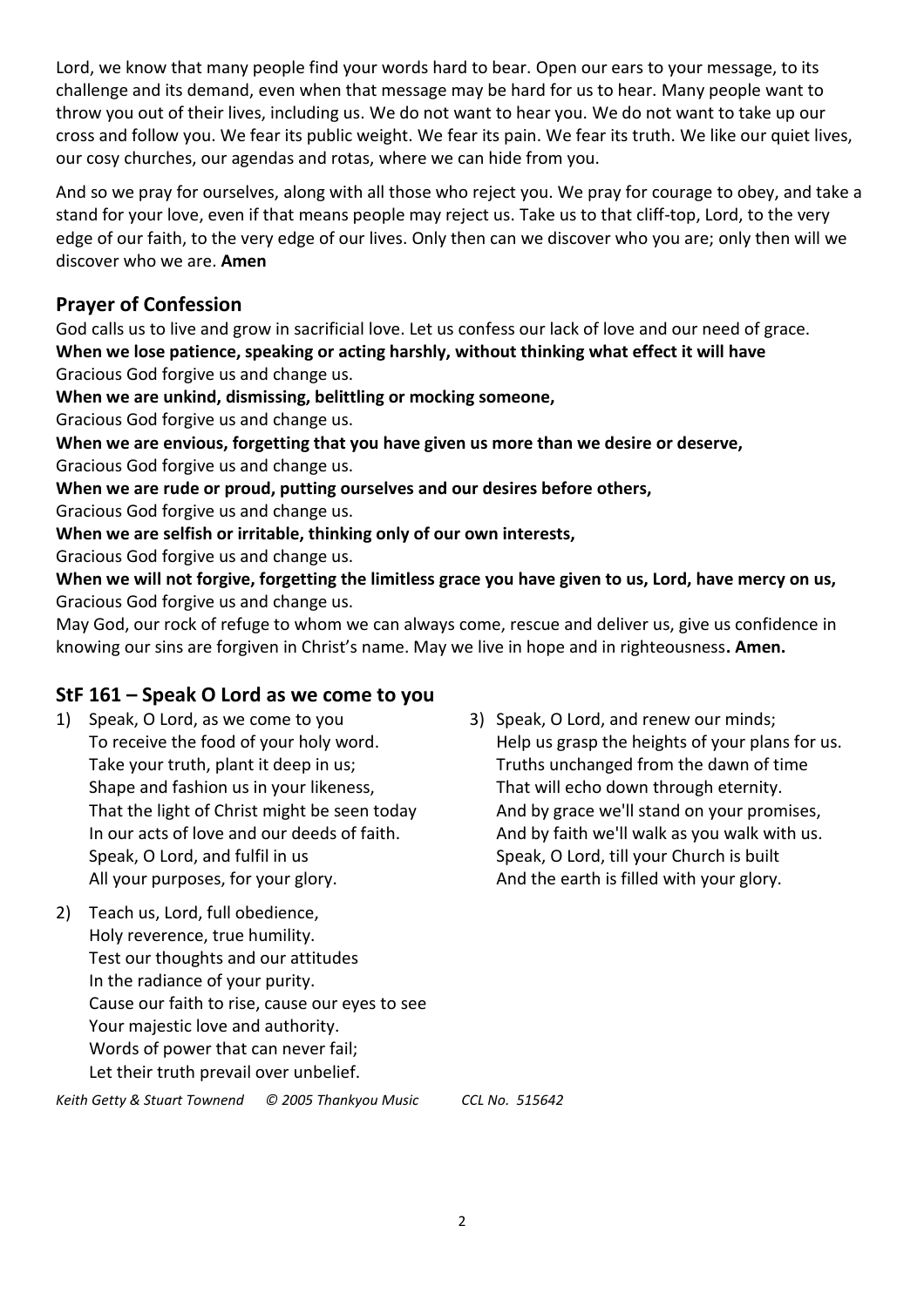Lord, we know that many people find your words hard to bear. Open our ears to your message, to its challenge and its demand, even when that message may be hard for us to hear. Many people want to throw you out of their lives, including us. We do not want to hear you. We do not want to take up our cross and follow you. We fear its public weight. We fear its pain. We fear its truth. We like our quiet lives, our cosy churches, our agendas and rotas, where we can hide from you.

And so we pray for ourselves, along with all those who reject you. We pray for courage to obey, and take a stand for your love, even if that means people may reject us. Take us to that cliff-top, Lord, to the very edge of our faith, to the very edge of our lives. Only then can we discover who you are; only then will we discover who we are. **Amen**

## Prayer of Confession

God calls us to live and grow in sacrificial love. Let us confess our lack of love and our need of grace.
**When we lose patience, speaking or acting harshly, without thinking what effect it will have**
Gracious God forgive us and change us.
**When we are unkind, dismissing, belittling or mocking someone,**
Gracious God forgive us and change us.
**When we are envious, forgetting that you have given us more than we desire or deserve,**
Gracious God forgive us and change us.
**When we are rude or proud, putting ourselves and our desires before others,**
Gracious God forgive us and change us.
**When we are selfish or irritable, thinking only of our own interests,**
Gracious God forgive us and change us.
**When we will not forgive, forgetting the limitless grace you have given to us, Lord, have mercy on us,**
Gracious God forgive us and change us.
May God, our rock of refuge to whom we can always come, rescue and deliver us, give us confidence in knowing our sins are forgiven in Christ's name. May we live in hope and in righteousness**. Amen.**

## StF 161 – Speak O Lord as we come to you

1) Speak, O Lord, as we come to you
To receive the food of your holy word.
Take your truth, plant it deep in us;
Shape and fashion us in your likeness,
That the light of Christ might be seen today
In our acts of love and our deeds of faith.
Speak, O Lord, and fulfil in us
All your purposes, for your glory.

2) Teach us, Lord, full obedience,
Holy reverence, true humility.
Test our thoughts and our attitudes
In the radiance of your purity.
Cause our faith to rise, cause our eyes to see
Your majestic love and authority.
Words of power that can never fail;
Let their truth prevail over unbelief.

3) Speak, O Lord, and renew our minds;
Help us grasp the heights of your plans for us.
Truths unchanged from the dawn of time
That will echo down through eternity.
And by grace we'll stand on your promises,
And by faith we'll walk as you walk with us.
Speak, O Lord, till your Church is built
And the earth is filled with your glory.

*Keith Getty & Stuart Townend © 2005 Thankyou Music CCL No. 515642*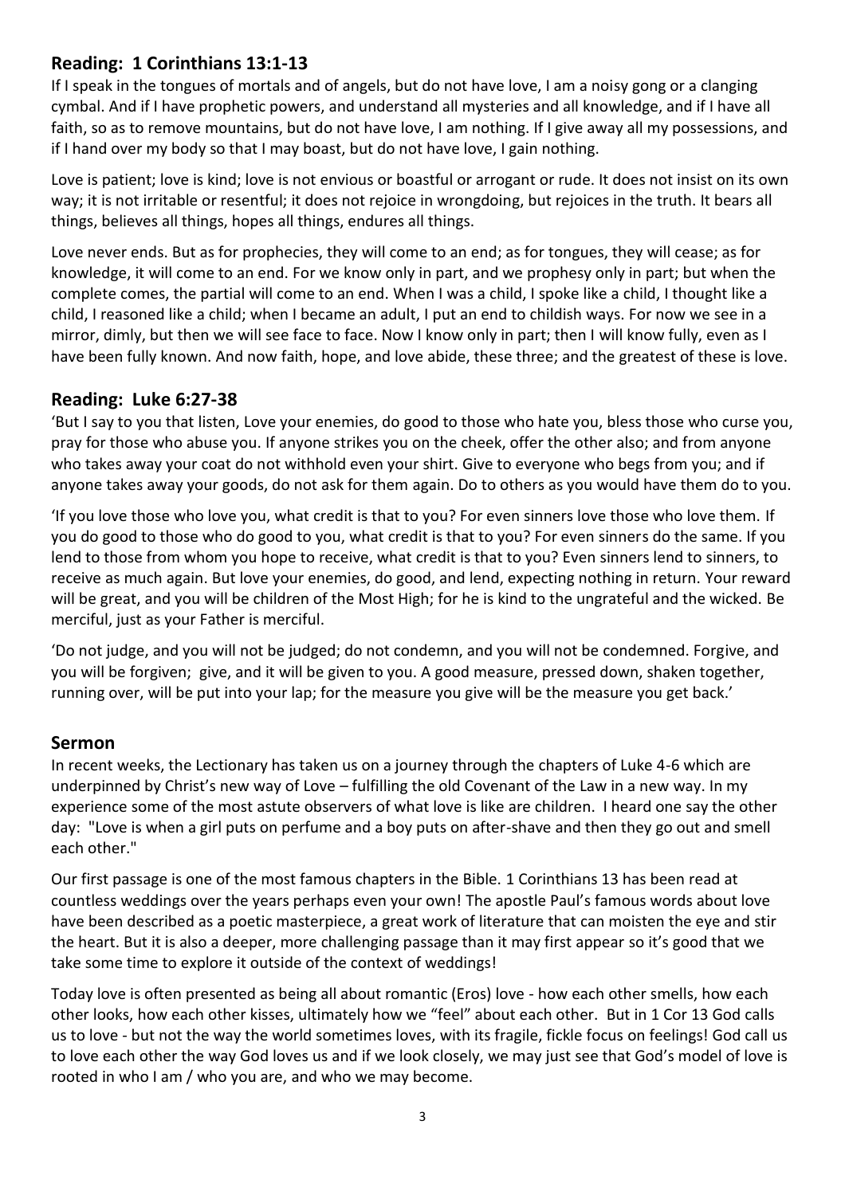## Reading: 1 Corinthians 13:1-13

If I speak in the tongues of mortals and of angels, but do not have love, I am a noisy gong or a clanging cymbal. And if I have prophetic powers, and understand all mysteries and all knowledge, and if I have all faith, so as to remove mountains, but do not have love, I am nothing. If I give away all my possessions, and if I hand over my body so that I may boast, but do not have love, I gain nothing.

Love is patient; love is kind; love is not envious or boastful or arrogant or rude. It does not insist on its own way; it is not irritable or resentful; it does not rejoice in wrongdoing, but rejoices in the truth. It bears all things, believes all things, hopes all things, endures all things.

Love never ends. But as for prophecies, they will come to an end; as for tongues, they will cease; as for knowledge, it will come to an end. For we know only in part, and we prophesy only in part; but when the complete comes, the partial will come to an end. When I was a child, I spoke like a child, I thought like a child, I reasoned like a child; when I became an adult, I put an end to childish ways. For now we see in a mirror, dimly, but then we will see face to face. Now I know only in part; then I will know fully, even as I have been fully known. And now faith, hope, and love abide, these three; and the greatest of these is love.

## Reading: Luke 6:27-38

'But I say to you that listen, Love your enemies, do good to those who hate you, bless those who curse you, pray for those who abuse you. If anyone strikes you on the cheek, offer the other also; and from anyone who takes away your coat do not withhold even your shirt. Give to everyone who begs from you; and if anyone takes away your goods, do not ask for them again. Do to others as you would have them do to you.

'If you love those who love you, what credit is that to you? For even sinners love those who love them. If you do good to those who do good to you, what credit is that to you? For even sinners do the same. If you lend to those from whom you hope to receive, what credit is that to you? Even sinners lend to sinners, to receive as much again. But love your enemies, do good, and lend, expecting nothing in return. Your reward will be great, and you will be children of the Most High; for he is kind to the ungrateful and the wicked. Be merciful, just as your Father is merciful.

'Do not judge, and you will not be judged; do not condemn, and you will not be condemned. Forgive, and you will be forgiven; give, and it will be given to you. A good measure, pressed down, shaken together, running over, will be put into your lap; for the measure you give will be the measure you get back.'

## Sermon

In recent weeks, the Lectionary has taken us on a journey through the chapters of Luke 4-6 which are underpinned by Christ's new way of Love – fulfilling the old Covenant of the Law in a new way. In my experience some of the most astute observers of what love is like are children. I heard one say the other day: "Love is when a girl puts on perfume and a boy puts on after-shave and then they go out and smell each other."

Our first passage is one of the most famous chapters in the Bible. 1 Corinthians 13 has been read at countless weddings over the years perhaps even your own! The apostle Paul's famous words about love have been described as a poetic masterpiece, a great work of literature that can moisten the eye and stir the heart. But it is also a deeper, more challenging passage than it may first appear so it's good that we take some time to explore it outside of the context of weddings!

Today love is often presented as being all about romantic (Eros) love - how each other smells, how each other looks, how each other kisses, ultimately how we "feel" about each other. But in 1 Cor 13 God calls us to love - but not the way the world sometimes loves, with its fragile, fickle focus on feelings! God call us to love each other the way God loves us and if we look closely, we may just see that God's model of love is rooted in who I am / who you are, and who we may become.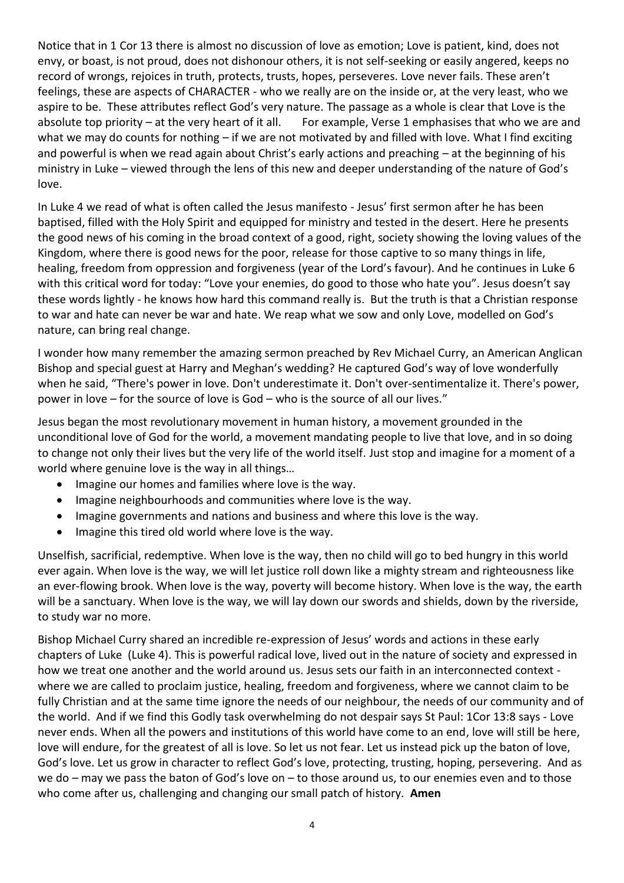Notice that in 1 Cor 13 there is almost no discussion of love as emotion; Love is patient, kind, does not envy, or boast, is not proud, does not dishonour others, it is not self-seeking or easily angered, keeps no record of wrongs, rejoices in truth, protects, trusts, hopes, perseveres. Love never fails. These aren't feelings, these are aspects of CHARACTER - who we really are on the inside or, at the very least, who we aspire to be. These attributes reflect God's very nature. The passage as a whole is clear that Love is the absolute top priority – at the very heart of it all. For example, Verse 1 emphasises that who we are and what we may do counts for nothing – if we are not motivated by and filled with love. What I find exciting and powerful is when we read again about Christ's early actions and preaching – at the beginning of his ministry in Luke – viewed through the lens of this new and deeper understanding of the nature of God's love.

In Luke 4 we read of what is often called the Jesus manifesto - Jesus' first sermon after he has been baptised, filled with the Holy Spirit and equipped for ministry and tested in the desert. Here he presents the good news of his coming in the broad context of a good, right, society showing the loving values of the Kingdom, where there is good news for the poor, release for those captive to so many things in life, healing, freedom from oppression and forgiveness (year of the Lord's favour). And he continues in Luke 6 with this critical word for today: "Love your enemies, do good to those who hate you". Jesus doesn't say these words lightly - he knows how hard this command really is. But the truth is that a Christian response to war and hate can never be war and hate. We reap what we sow and only Love, modelled on God's nature, can bring real change.

I wonder how many remember the amazing sermon preached by Rev Michael Curry, an American Anglican Bishop and special guest at Harry and Meghan's wedding? He captured God's way of love wonderfully when he said, "There's power in love. Don't underestimate it. Don't over-sentimentalize it. There's power, power in love – for the source of love is God – who is the source of all our lives."

Jesus began the most revolutionary movement in human history, a movement grounded in the unconditional love of God for the world, a movement mandating people to live that love, and in so doing to change not only their lives but the very life of the world itself. Just stop and imagine for a moment of a world where genuine love is the way in all things…

- Imagine our homes and families where love is the way.
- Imagine neighbourhoods and communities where love is the way.
- Imagine governments and nations and business and where this love is the way.
- Imagine this tired old world where love is the way.

Unselfish, sacrificial, redemptive. When love is the way, then no child will go to bed hungry in this world ever again. When love is the way, we will let justice roll down like a mighty stream and righteousness like an ever-flowing brook. When love is the way, poverty will become history. When love is the way, the earth will be a sanctuary. When love is the way, we will lay down our swords and shields, down by the riverside, to study war no more.

Bishop Michael Curry shared an incredible re-expression of Jesus' words and actions in these early chapters of Luke (Luke 4). This is powerful radical love, lived out in the nature of society and expressed in how we treat one another and the world around us. Jesus sets our faith in an interconnected context - where we are called to proclaim justice, healing, freedom and forgiveness, where we cannot claim to be fully Christian and at the same time ignore the needs of our neighbour, the needs of our community and of the world. And if we find this Godly task overwhelming do not despair says St Paul: 1Cor 13:8 says - Love never ends. When all the powers and institutions of this world have come to an end, love will still be here, love will endure, for the greatest of all is love. So let us not fear. Let us instead pick up the baton of love, God's love. Let us grow in character to reflect God's love, protecting, trusting, hoping, persevering. And as we do – may we pass the baton of God's love on – to those around us, to our enemies even and to those who come after us, challenging and changing our small patch of history. **Amen**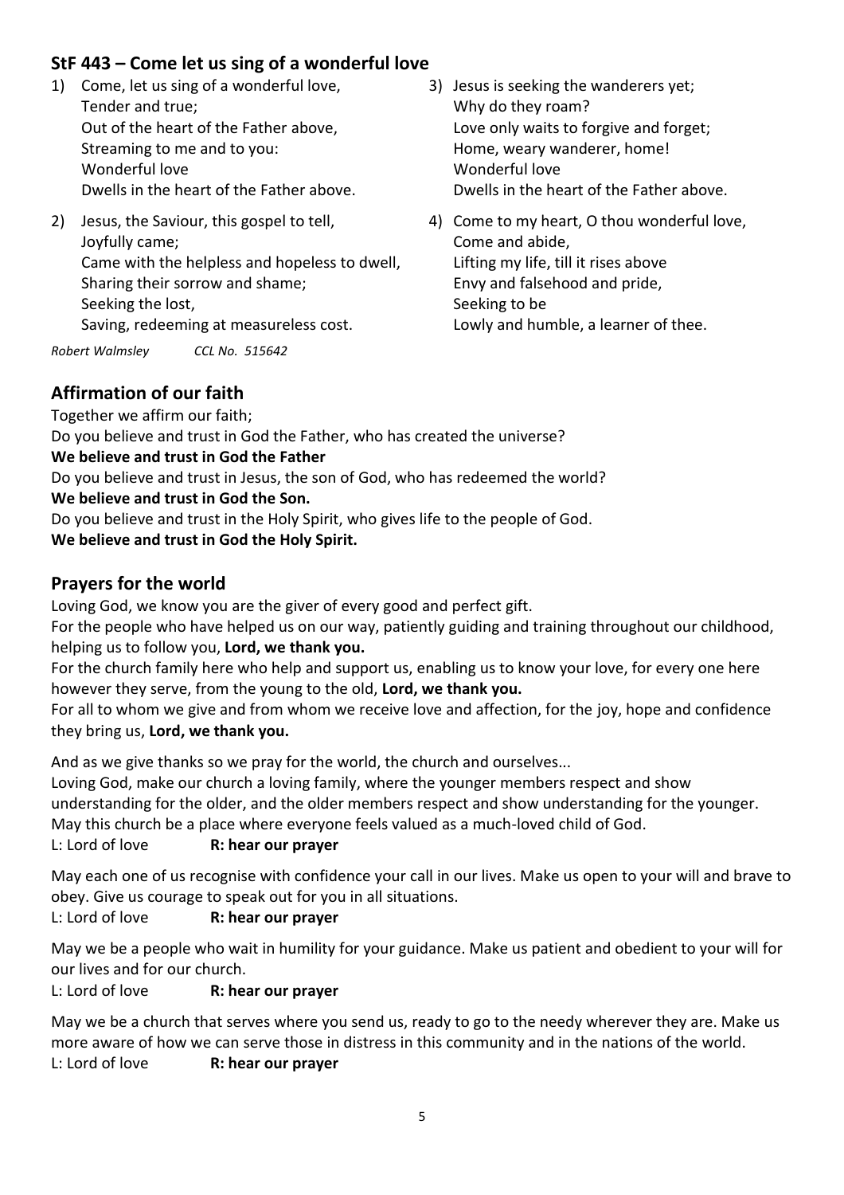## StF 443 – Come let us sing of a wonderful love

1) Come, let us sing of a wonderful love,
   Tender and true;
   Out of the heart of the Father above,
   Streaming to me and to you:
   Wonderful love
   Dwells in the heart of the Father above.

2) Jesus, the Saviour, this gospel to tell,
   Joyfully came;
   Came with the helpless and hopeless to dwell,
   Sharing their sorrow and shame;
   Seeking the lost,
   Saving, redeeming at measureless cost.

3) Jesus is seeking the wanderers yet;
   Why do they roam?
   Love only waits to forgive and forget;
   Home, weary wanderer, home!
   Wonderful love
   Dwells in the heart of the Father above.

4) Come to my heart, O thou wonderful love,
   Come and abide,
   Lifting my life, till it rises above
   Envy and falsehood and pride,
   Seeking to be
   Lowly and humble, a learner of thee.

*Robert Walmsley* *CCL No. 515642*

## Affirmation of our faith

Together we affirm our faith;

Do you believe and trust in God the Father, who has created the universe?

**We believe and trust in God the Father**

Do you believe and trust in Jesus, the son of God, who has redeemed the world?

**We believe and trust in God the Son.**

Do you believe and trust in the Holy Spirit, who gives life to the people of God.

**We believe and trust in God the Holy Spirit.**

## Prayers for the world

Loving God, we know you are the giver of every good and perfect gift.

For the people who have helped us on our way, patiently guiding and training throughout our childhood, helping us to follow you, **Lord, we thank you.**

For the church family here who help and support us, enabling us to know your love, for every one here however they serve, from the young to the old, **Lord, we thank you.**

For all to whom we give and from whom we receive love and affection, for the joy, hope and confidence they bring us, **Lord, we thank you.**

And as we give thanks so we pray for the world, the church and ourselves...

Loving God, make our church a loving family, where the younger members respect and show understanding for the older, and the older members respect and show understanding for the younger. May this church be a place where everyone feels valued as a much-loved child of God.

L: Lord of love **R: hear our prayer**

May each one of us recognise with confidence your call in our lives. Make us open to your will and brave to obey. Give us courage to speak out for you in all situations.

L: Lord of love **R: hear our prayer**

May we be a people who wait in humility for your guidance. Make us patient and obedient to your will for our lives and for our church.

L: Lord of love **R: hear our prayer**

May we be a church that serves where you send us, ready to go to the needy wherever they are. Make us more aware of how we can serve those in distress in this community and in the nations of the world.

L: Lord of love **R: hear our prayer**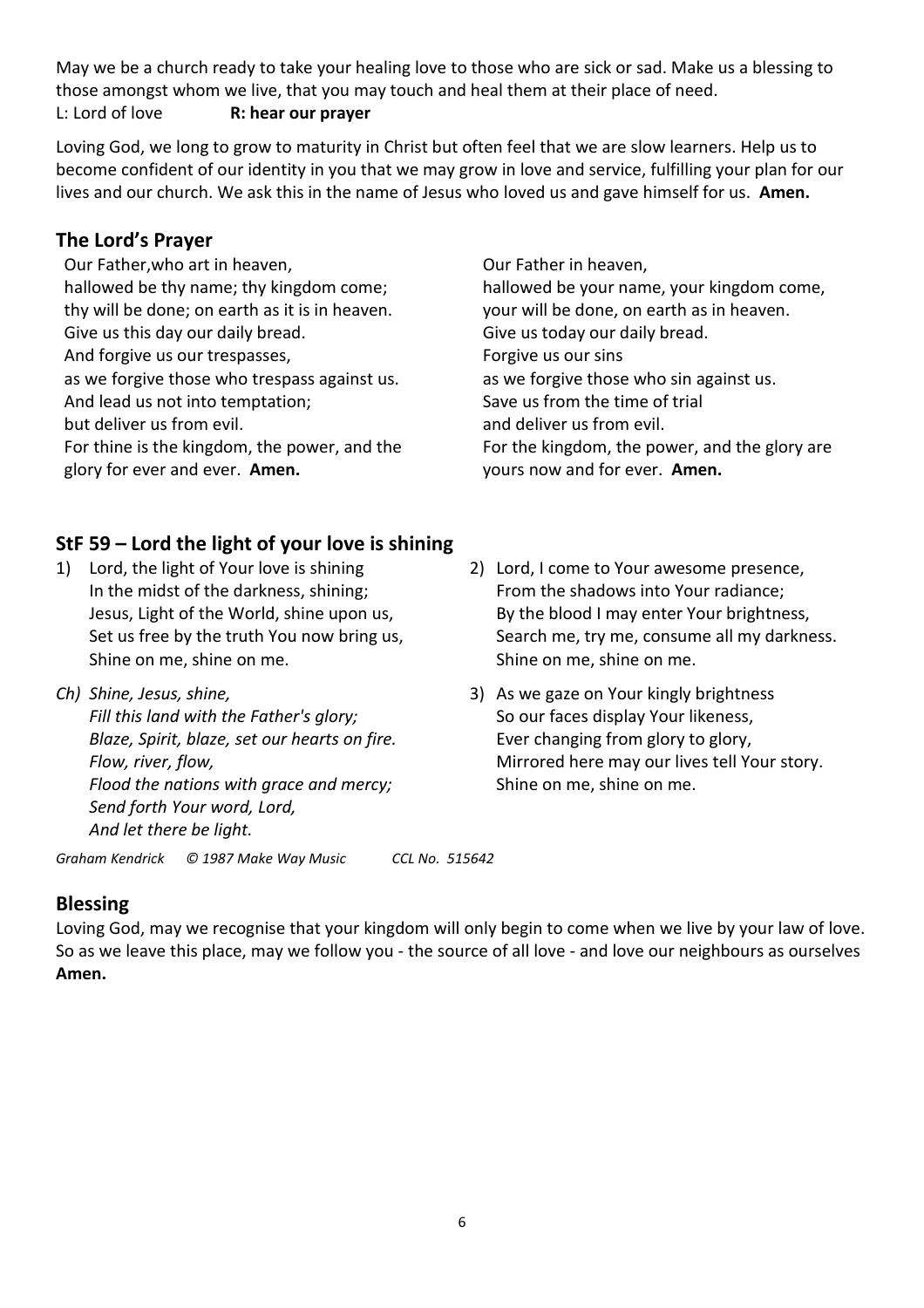May we be a church ready to take your healing love to those who are sick or sad. Make us a blessing to those amongst whom we live, that you may touch and heal them at their place of need.
L: Lord of love **R: hear our prayer**

Loving God, we long to grow to maturity in Christ but often feel that we are slow learners. Help us to become confident of our identity in you that we may grow in love and service, fulfilling your plan for our lives and our church. We ask this in the name of Jesus who loved us and gave himself for us. **Amen.**

## The Lord's Prayer

Our Father,who art in heaven,
hallowed be thy name; thy kingdom come;
thy will be done; on earth as it is in heaven.
Give us this day our daily bread.
And forgive us our trespasses,
as we forgive those who trespass against us.
And lead us not into temptation;
but deliver us from evil.
For thine is the kingdom, the power, and the glory for ever and ever. **Amen.**

Our Father in heaven,
hallowed be your name, your kingdom come,
your will be done, on earth as in heaven.
Give us today our daily bread.
Forgive us our sins
as we forgive those who sin against us.
Save us from the time of trial
and deliver us from evil.
For the kingdom, the power, and the glory are yours now and for ever. **Amen.**

## StF 59 – Lord the light of your love is shining

1) Lord, the light of Your love is shining
In the midst of the darkness, shining;
Jesus, Light of the World, shine upon us,
Set us free by the truth You now bring us,
Shine on me, shine on me.

*Ch) Shine, Jesus, shine,*
*Fill this land with the Father's glory;*
*Blaze, Spirit, blaze, set our hearts on fire.*
*Flow, river, flow,*
*Flood the nations with grace and mercy;*
*Send forth Your word, Lord,*
*And let there be light.*

2) Lord, I come to Your awesome presence,
From the shadows into Your radiance;
By the blood I may enter Your brightness,
Search me, try me, consume all my darkness.
Shine on me, shine on me.

3) As we gaze on Your kingly brightness
So our faces display Your likeness,
Ever changing from glory to glory,
Mirrored here may our lives tell Your story.
Shine on me, shine on me.

*Graham Kendrick © 1987 Make Way Music CCL No. 515642*

## Blessing

Loving God, may we recognise that your kingdom will only begin to come when we live by your law of love. So as we leave this place, may we follow you - the source of all love - and love our neighbours as ourselves **Amen.**